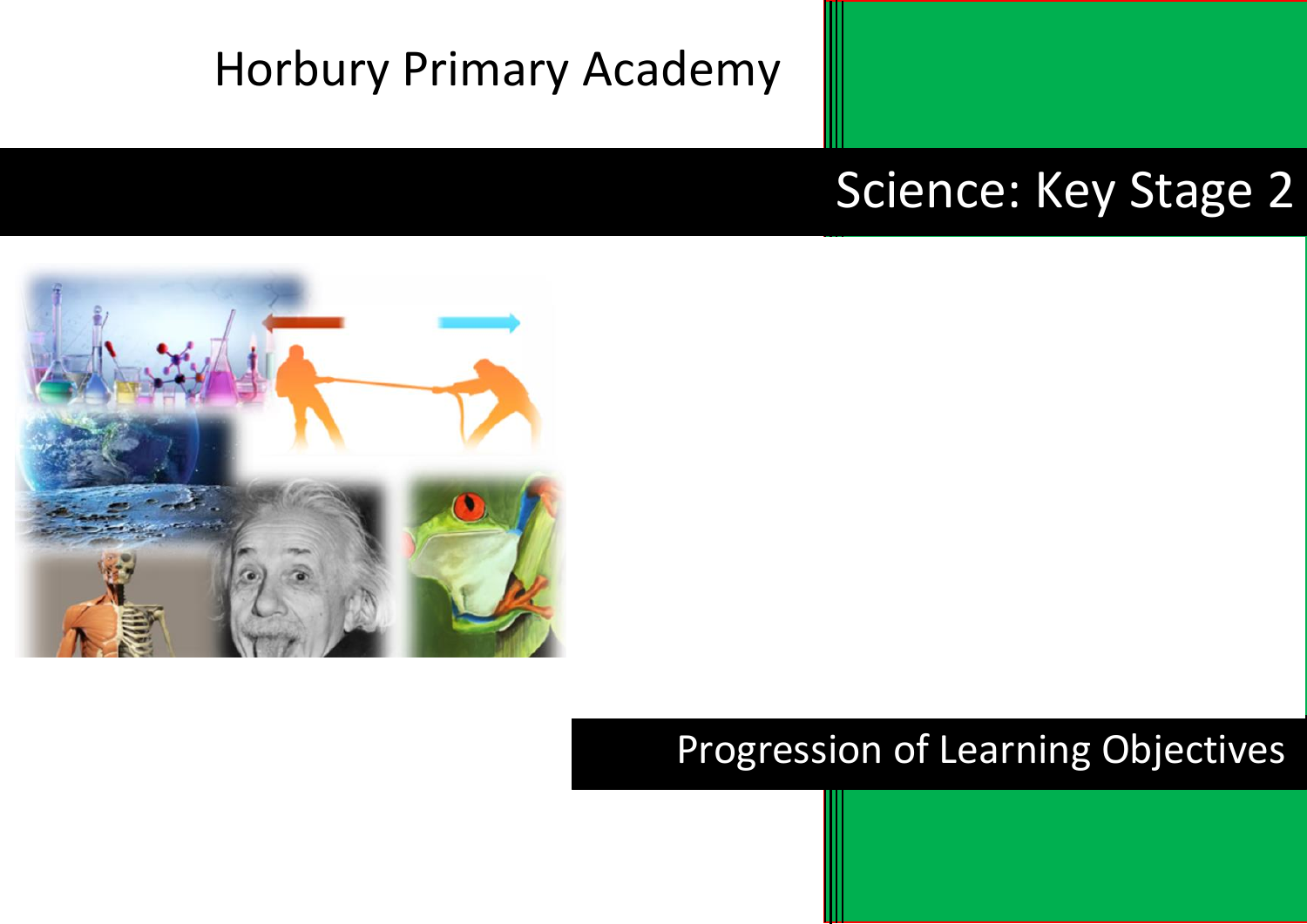# Horbury Primary Academy

## Science: Key Stage 2

## Progression of Learning Objectives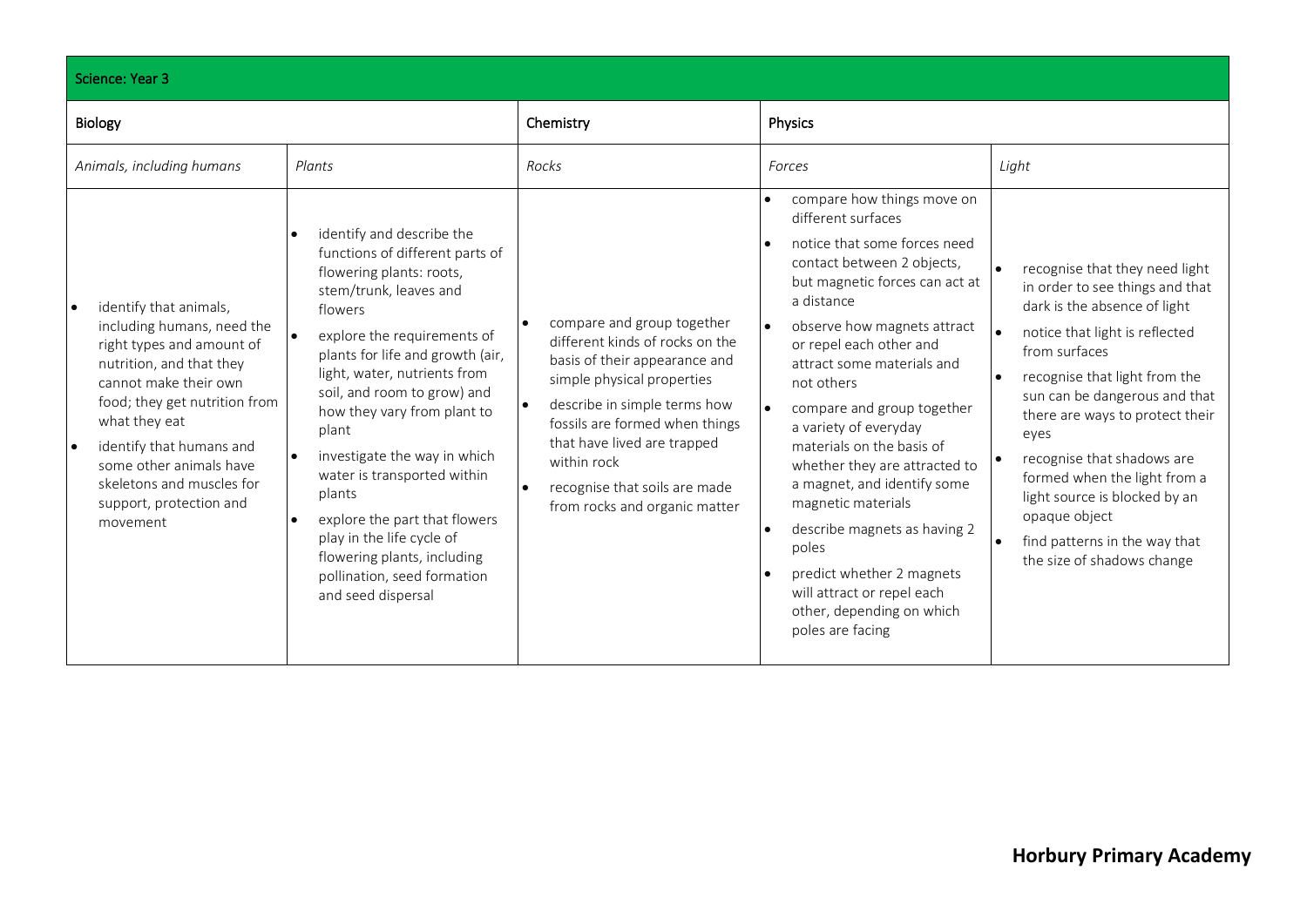| Science: Year 3 | | | | |
|---|---|---|---|---|
| **Biology** | | **Chemistry** | **Physics** | |
| *Animals, including humans* | *Plants* | *Rocks* | *Forces* | *Light* |
| • identify that animals, including humans, need the right types and amount of nutrition, and that they cannot make their own food; they get nutrition from what they eat<br>• identify that humans and some other animals have skeletons and muscles for support, protection and movement | • identify and describe the functions of different parts of flowering plants: roots, stem/trunk, leaves and flowers<br>• explore the requirements of plants for life and growth (air, light, water, nutrients from soil, and room to grow) and how they vary from plant to plant<br>• investigate the way in which water is transported within plants<br>• explore the part that flowers play in the life cycle of flowering plants, including pollination, seed formation and seed dispersal | • compare and group together different kinds of rocks on the basis of their appearance and simple physical properties<br>• describe in simple terms how fossils are formed when things that have lived are trapped within rock<br>• recognise that soils are made from rocks and organic matter | • compare how things move on different surfaces<br>• notice that some forces need contact between 2 objects, but magnetic forces can act at a distance<br>• observe how magnets attract or repel each other and attract some materials and not others<br>• compare and group together a variety of everyday materials on the basis of whether they are attracted to a magnet, and identify some magnetic materials<br>• describe magnets as having 2 poles<br>• predict whether 2 magnets will attract or repel each other, depending on which poles are facing | • recognise that they need light in order to see things and that dark is the absence of light<br>• notice that light is reflected from surfaces<br>• recognise that light from the sun can be dangerous and that there are ways to protect their eyes<br>• recognise that shadows are formed when the light from a light source is blocked by an opaque object<br>• find patterns in the way that the size of shadows change |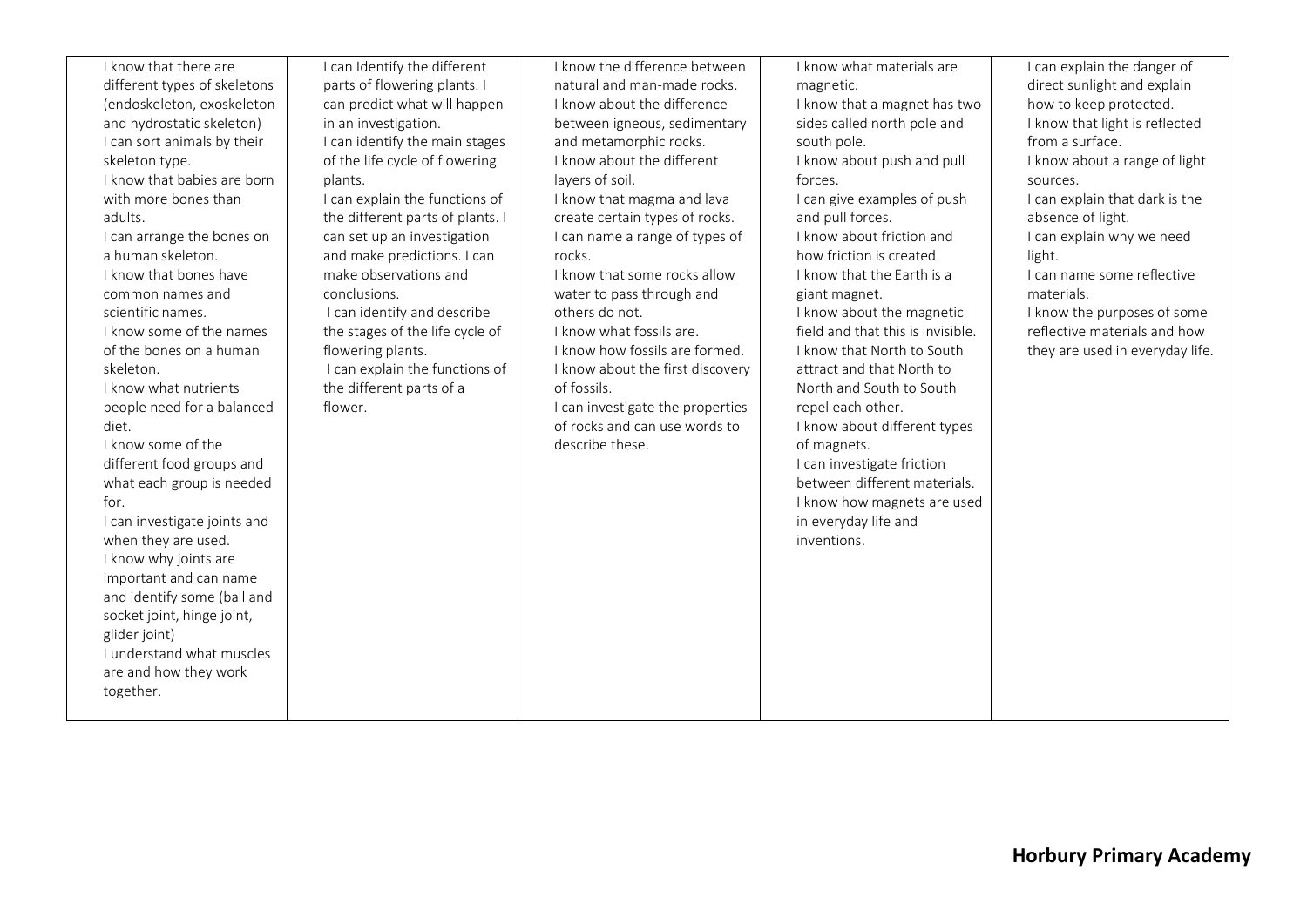| | | | | |
|---|---|---|---|---|
| I know that there are different types of skeletons (endoskeleton, exoskeleton and hydrostatic skeleton)<br>I can sort animals by their skeleton type.<br>I know that babies are born with more bones than adults.<br>I can arrange the bones on a human skeleton.<br>I know that bones have common names and scientific names.<br>I know some of the names of the bones on a human skeleton.<br>I know what nutrients people need for a balanced diet.<br>I know some of the different food groups and what each group is needed for.<br>I can investigate joints and when they are used.<br>I know why joints are important and can name and identify some (ball and socket joint, hinge joint, glider joint)<br>I understand what muscles are and how they work together. | I can Identify the different parts of flowering plants. I can predict what will happen in an investigation.<br>I can identify the main stages of the life cycle of flowering plants.<br>I can explain the functions of the different parts of plants. I can set up an investigation and make predictions. I can make observations and conclusions.<br>I can identify and describe the stages of the life cycle of flowering plants.<br>I can explain the functions of the different parts of a flower. | I know the difference between natural and man-made rocks.<br>I know about the difference between igneous, sedimentary and metamorphic rocks.<br>I know about the different layers of soil.<br>I know that magma and lava create certain types of rocks.<br>I can name a range of types of rocks.<br>I know that some rocks allow water to pass through and others do not.<br>I know what fossils are.<br>I know how fossils are formed.<br>I know about the first discovery of fossils.<br>I can investigate the properties of rocks and can use words to describe these. | I know what materials are magnetic.<br>I know that a magnet has two sides called north pole and south pole.<br>I know about push and pull forces.<br>I can give examples of push and pull forces.<br>I know about friction and how friction is created.<br>I know that the Earth is a giant magnet.<br>I know about the magnetic field and that this is invisible.<br>I know that North to South attract and that North to North and South to South repel each other.<br>I know about different types of magnets.<br>I can investigate friction between different materials.<br>I know how magnets are used in everyday life and inventions. | I can explain the danger of direct sunlight and explain how to keep protected.<br>I know that light is reflected from a surface.<br>I know about a range of light sources.<br>I can explain that dark is the absence of light.<br>I can explain why we need light.<br>I can name some reflective materials.<br>I know the purposes of some reflective materials and how they are used in everyday life. |

**Horbury Primary Academy**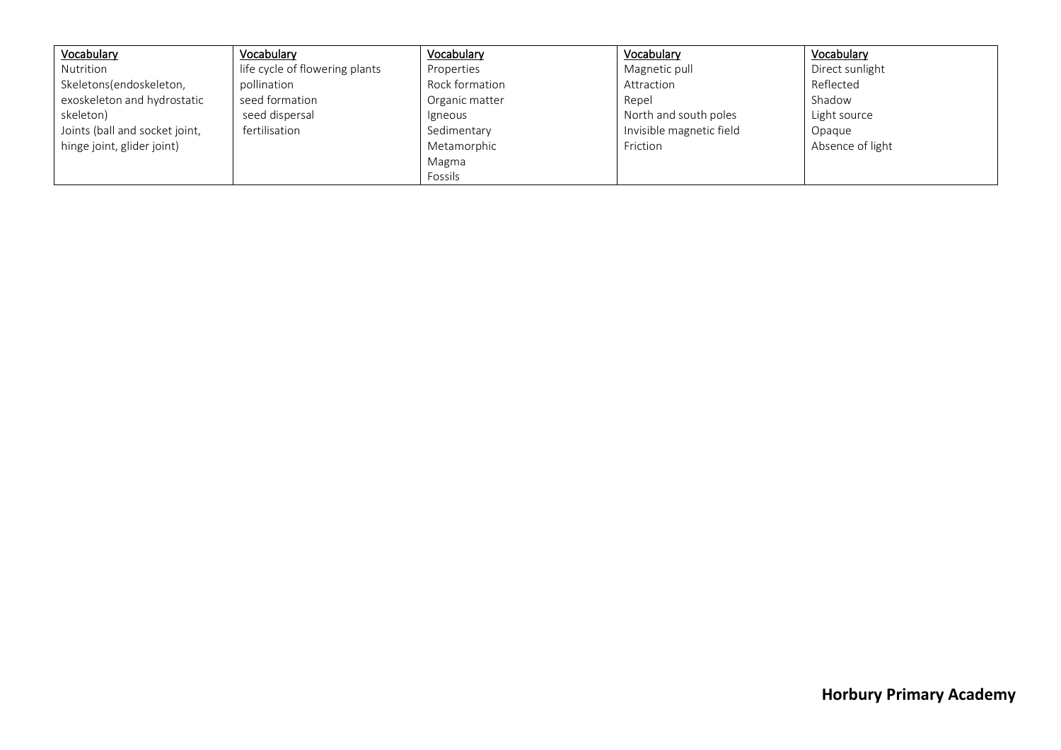| Vocabulary | Vocabulary | Vocabulary | Vocabulary | Vocabulary |
|---|---|---|---|---|
| Nutrition<br>Skeletons(endoskeleton, exoskeleton and hydrostatic skeleton)<br>Joints (ball and socket joint, hinge joint, glider joint) | life cycle of flowering plants<br>pollination<br>seed formation<br>seed dispersal<br>fertilisation | Properties<br>Rock formation<br>Organic matter<br>Igneous<br>Sedimentary<br>Metamorphic<br>Magma<br>Fossils | Magnetic pull<br>Attraction<br>Repel<br>North and south poles<br>Invisible magnetic field<br>Friction | Direct sunlight<br>Reflected<br>Shadow<br>Light source<br>Opaque<br>Absence of light |

**Horbury Primary Academy**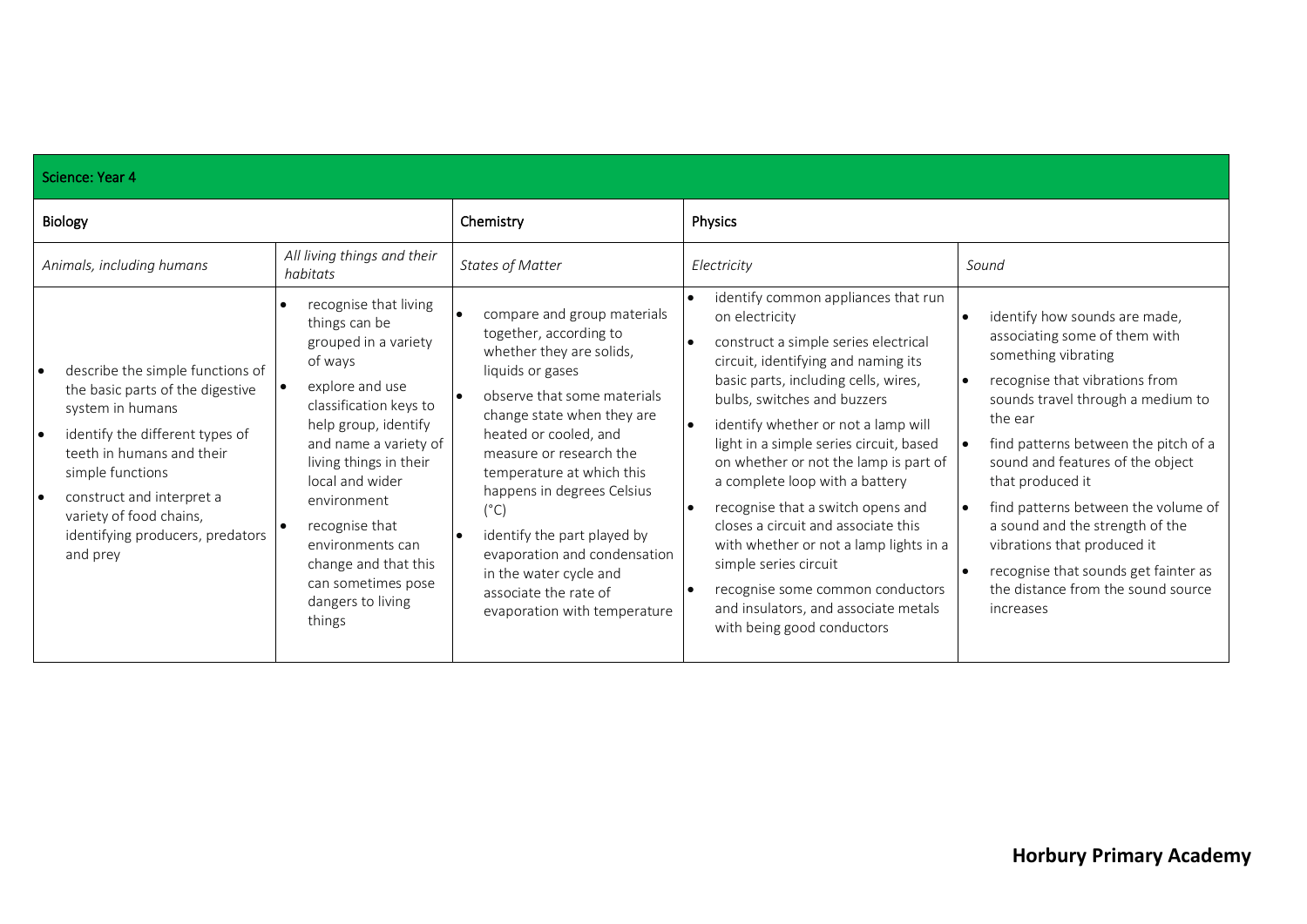| Science: Year 4 | | | | |
|---|---|---|---|---|
| **Biology** | | **Chemistry** | **Physics** | |
| *Animals, including humans* | *All living things and their habitats* | *States of Matter* | *Electricity* | *Sound* |
| • describe the simple functions of the basic parts of the digestive system in humans<br>• identify the different types of teeth in humans and their simple functions<br>• construct and interpret a variety of food chains, identifying producers, predators and prey | • recognise that living things can be grouped in a variety of ways<br>• explore and use classification keys to help group, identify and name a variety of living things in their local and wider environment<br>• recognise that environments can change and that this can sometimes pose dangers to living things | • compare and group materials together, according to whether they are solids, liquids or gases<br>• observe that some materials change state when they are heated or cooled, and measure or research the temperature at which this happens in degrees Celsius (°C)<br>• identify the part played by evaporation and condensation in the water cycle and associate the rate of evaporation with temperature | • identify common appliances that run on electricity<br>• construct a simple series electrical circuit, identifying and naming its basic parts, including cells, wires, bulbs, switches and buzzers<br>• identify whether or not a lamp will light in a simple series circuit, based on whether or not the lamp is part of a complete loop with a battery<br>• recognise that a switch opens and closes a circuit and associate this with whether or not a lamp lights in a simple series circuit<br>• recognise some common conductors and insulators, and associate metals with being good conductors | • identify how sounds are made, associating some of them with something vibrating<br>• recognise that vibrations from sounds travel through a medium to the ear<br>• find patterns between the pitch of a sound and features of the object that produced it<br>• find patterns between the volume of a sound and the strength of the vibrations that produced it<br>• recognise that sounds get fainter as the distance from the sound source increases |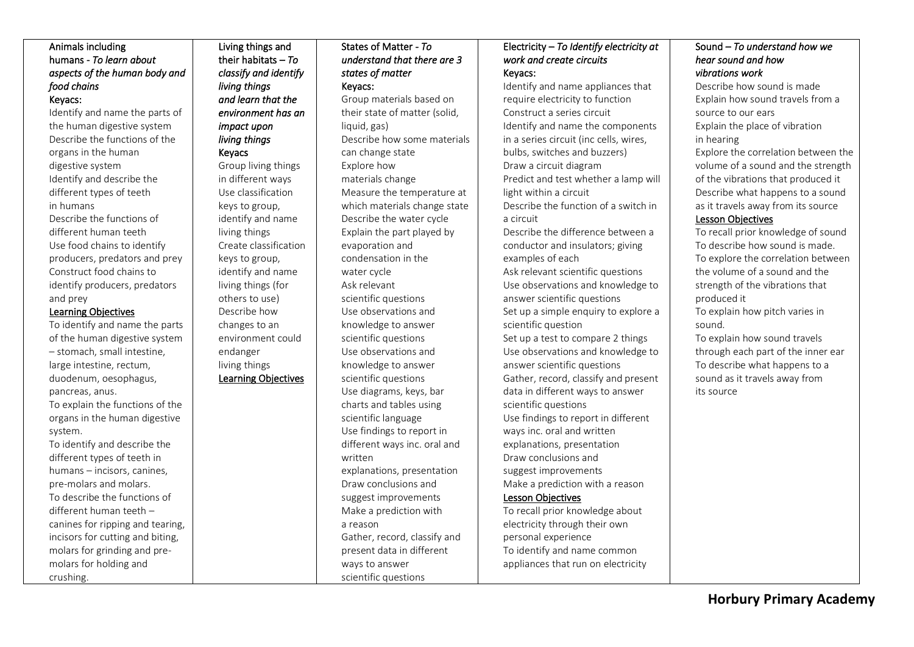| Animals including humans - *To learn about aspects of the human body and food chains* | Living things and their habitats – *To classify and identify living things and learn that the environment has an impact upon living things* | States of Matter - *To understand that there are 3 states of matter* | Electricity – *To Identify electricity at work and create circuits* | Sound – *To understand how we hear sound and how vibrations work* |
|---|---|---|---|---|
| Keyacs:<br>Identify and name the parts of the human digestive system<br>Describe the functions of the organs in the human digestive system<br>Identify and describe the different types of teeth in humans<br>Describe the functions of different human teeth<br>Use food chains to identify producers, predators and prey<br>Construct food chains to identify producers, predators and prey<br><u>Learning Objectives</u><br>To identify and name the parts of the human digestive system – stomach, small intestine, large intestine, rectum, duodenum, oesophagus, pancreas, anus.<br>To explain the functions of the organs in the human digestive system.<br>To identify and describe the different types of teeth in humans – incisors, canines, pre-molars and molars.<br>To describe the functions of different human teeth – canines for ripping and tearing, incisors for cutting and biting, molars for grinding and pre-molars for holding and crushing. | Keyacs<br>Group living things in different ways<br>Use classification keys to group, identify and name living things<br>Create classification keys to group, identify and name living things (for others to use)<br>Describe how changes to an environment could endanger living things<br><u>Learning Objectives</u> | Keyacs:<br>Group materials based on their state of matter (solid, liquid, gas)<br>Describe how some materials can change state<br>Explore how materials change<br>Measure the temperature at which materials change state<br>Describe the water cycle<br>Explain the part played by evaporation and condensation in the water cycle<br>Ask relevant scientific questions<br>Use observations and knowledge to answer scientific questions<br>Use observations and knowledge to answer scientific questions<br>Use diagrams, keys, bar charts and tables using scientific language<br>Use findings to report in different ways inc. oral and written explanations, presentation<br>Draw conclusions and suggest improvements<br>Make a prediction with a reason<br>Gather, record, classify and present data in different ways to answer scientific questions | Keyacs:<br>Identify and name appliances that require electricity to function<br>Construct a series circuit<br>Identify and name the components in a series circuit (inc cells, wires, bulbs, switches and buzzers)<br>Draw a circuit diagram<br>Predict and test whether a lamp will light within a circuit<br>Describe the function of a switch in a circuit<br>Describe the difference between a conductor and insulators; giving examples of each<br>Ask relevant scientific questions<br>Use observations and knowledge to answer scientific questions<br>Set up a simple enquiry to explore a scientific question<br>Set up a test to compare 2 things<br>Use observations and knowledge to answer scientific questions<br>Gather, record, classify and present data in different ways to answer scientific questions<br>Use findings to report in different ways inc. oral and written explanations, presentation<br>Draw conclusions and suggest improvements<br>Make a prediction with a reason<br><u>Lesson Objectives</u><br>To recall prior knowledge about electricity through their own personal experience<br>To identify and name common appliances that run on electricity | Describe how sound is made<br>Explain how sound travels from a source to our ears<br>Explain the place of vibration in hearing<br>Explore the correlation between the volume of a sound and the strength of the vibrations that produced it<br>Describe what happens to a sound as it travels away from its source<br><u>Lesson Objectives</u><br>To recall prior knowledge of sound<br>To describe how sound is made.<br>To explore the correlation between the volume of a sound and the strength of the vibrations that produced it<br>To explain how pitch varies in sound.<br>To explain how sound travels through each part of the inner ear<br>To describe what happens to a sound as it travels away from its source |

**Horbury Primary Academy**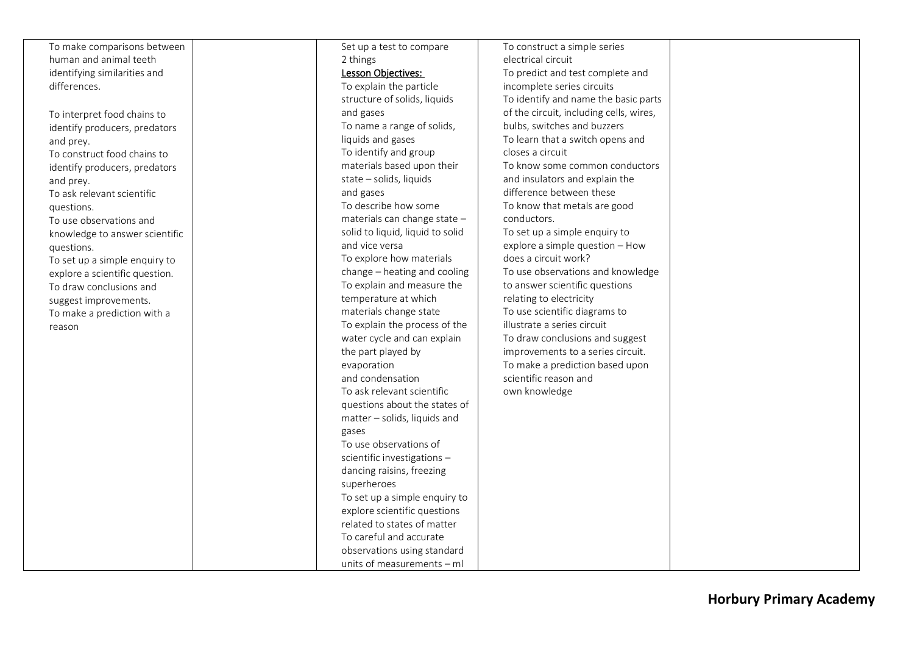| | | | | |
|---|---|---|---|---|
| To make comparisons between human and animal teeth identifying similarities and differences.<br><br>To interpret food chains to identify producers, predators and prey.<br>To construct food chains to identify producers, predators and prey.<br>To ask relevant scientific questions.<br>To use observations and knowledge to answer scientific questions.<br>To set up a simple enquiry to explore a scientific question.<br>To draw conclusions and suggest improvements.<br>To make a prediction with a reason | | Set up a test to compare 2 things<br>**Lesson Objectives:**<br>To explain the particle structure of solids, liquids and gases<br>To name a range of solids, liquids and gases<br>To identify and group materials based upon their state – solids, liquids and gases<br>To describe how some materials can change state – solid to liquid, liquid to solid and vice versa<br>To explore how materials change – heating and cooling<br>To explain and measure the temperature at which materials change state<br>To explain the process of the water cycle and can explain the part played by evaporation and condensation<br>To ask relevant scientific questions about the states of matter – solids, liquids and gases<br>To use observations of scientific investigations – dancing raisins, freezing superheroes<br>To set up a simple enquiry to explore scientific questions related to states of matter<br>To careful and accurate observations using standard units of measurements – ml | To construct a simple series electrical circuit<br>To predict and test complete and incomplete series circuits<br>To identify and name the basic parts of the circuit, including cells, wires, bulbs, switches and buzzers<br>To learn that a switch opens and closes a circuit<br>To know some common conductors and insulators and explain the difference between these<br>To know that metals are good conductors.<br>To set up a simple enquiry to explore a simple question – How does a circuit work?<br>To use observations and knowledge to answer scientific questions relating to electricity<br>To use scientific diagrams to illustrate a series circuit<br>To draw conclusions and suggest improvements to a series circuit.<br>To make a prediction based upon scientific reason and own knowledge | |

**Horbury Primary Academy**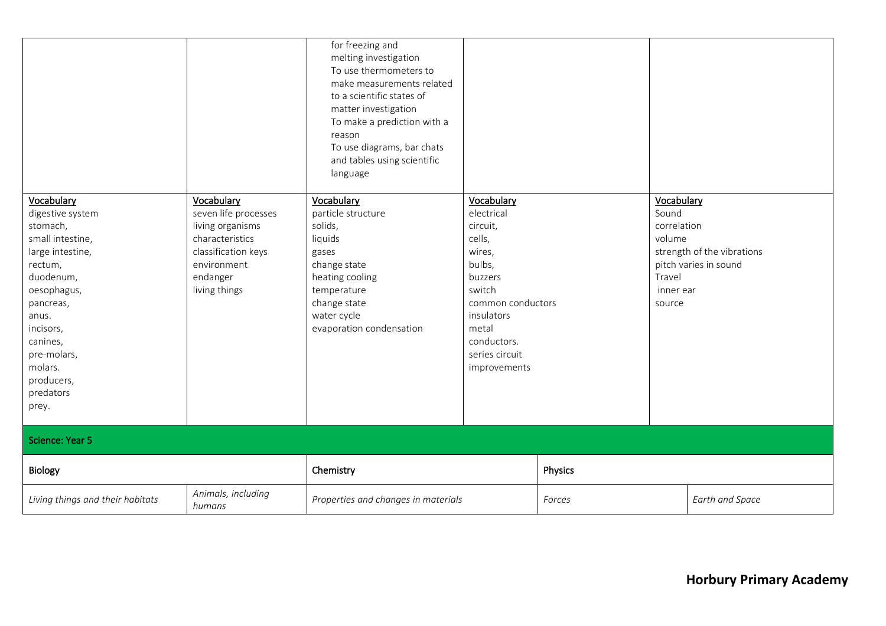| | | | | |
|---|---|---|---|---|
| | | for freezing and melting investigation<br>To use thermometers to make measurements related to a scientific states of matter investigation<br>To make a prediction with a reason<br>To use diagrams, bar chats and tables using scientific language | | |
| Vocabulary<br>digestive system<br>stomach,<br>small intestine,<br>large intestine,<br>rectum,<br>duodenum,<br>oesophagus,<br>pancreas,<br>anus.<br>incisors,<br>canines,<br>pre-molars,<br>molars.<br>producers,<br>predators<br>prey. | Vocabulary<br>seven life processes<br>living organisms<br>characteristics<br>classification keys<br>environment<br>endanger<br>living things | Vocabulary<br>particle structure<br>solids,<br>liquids<br>gases<br>change state<br>heating cooling<br>temperature<br>change state<br>water cycle<br>evaporation condensation | Vocabulary<br>electrical<br>circuit,<br>cells,<br>wires,<br>bulbs,<br>buzzers<br>switch<br>common conductors<br>insulators<br>metal<br>conductors.<br>series circuit<br>improvements | Vocabulary<br>Sound<br>correlation<br>volume<br>strength of the vibrations<br>pitch varies in sound<br>Travel<br>inner ear<br>source |

| Science: Year 5 | | | | |
|---|---|---|---|---|
| **Biology** | | **Chemistry** | **Physics** | |
| *Living things and their habitats* | *Animals, including humans* | *Properties and changes in materials* | *Forces* | *Earth and Space* |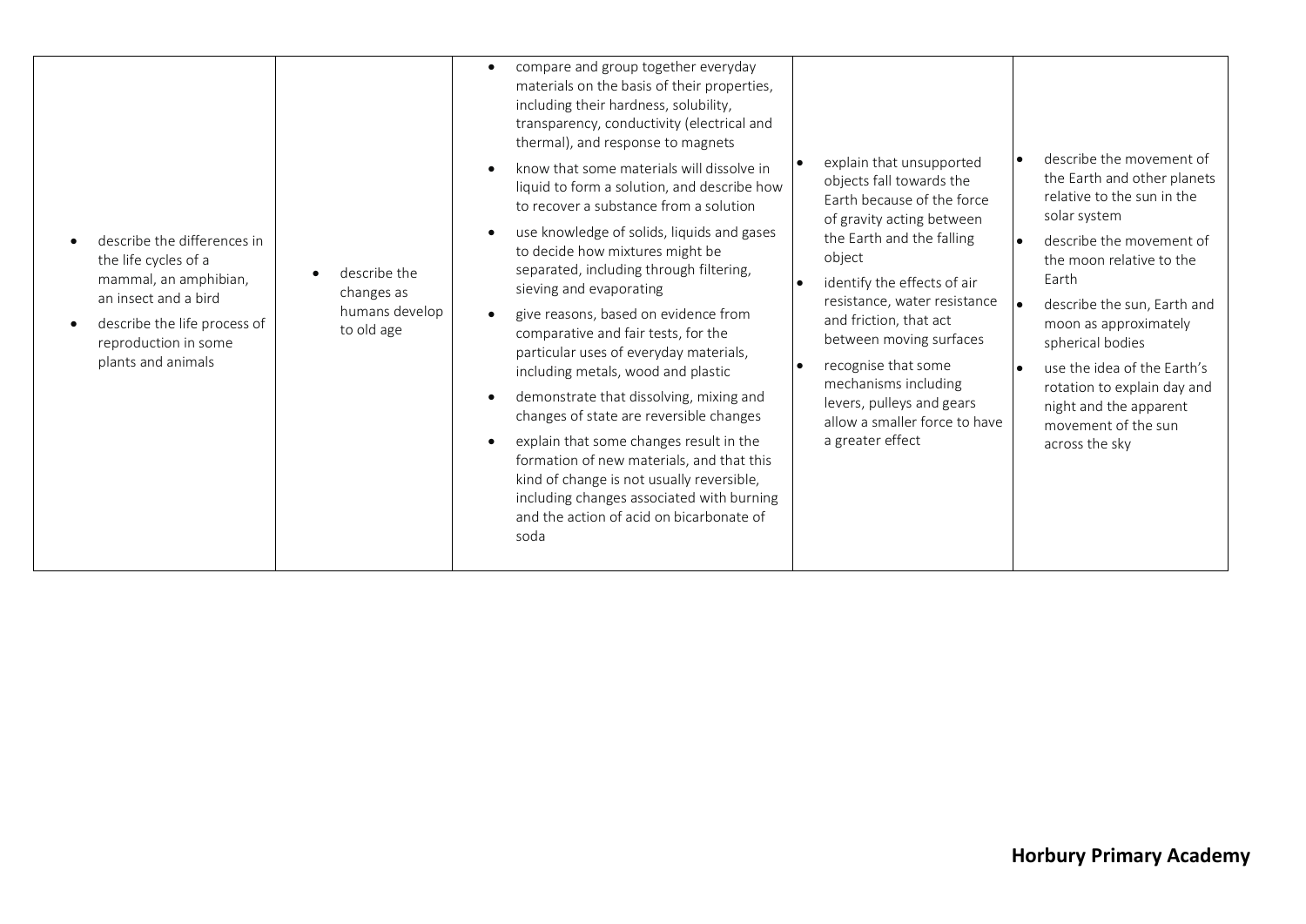| | | | | |
|---|---|---|---|---|
| • describe the differences in the life cycles of a mammal, an amphibian, an insect and a bird<br>• describe the life process of reproduction in some plants and animals | • describe the changes as humans develop to old age | • compare and group together everyday materials on the basis of their properties, including their hardness, solubility, transparency, conductivity (electrical and thermal), and response to magnets<br>• know that some materials will dissolve in liquid to form a solution, and describe how to recover a substance from a solution<br>• use knowledge of solids, liquids and gases to decide how mixtures might be separated, including through filtering, sieving and evaporating<br>• give reasons, based on evidence from comparative and fair tests, for the particular uses of everyday materials, including metals, wood and plastic<br>• demonstrate that dissolving, mixing and changes of state are reversible changes<br>• explain that some changes result in the formation of new materials, and that this kind of change is not usually reversible, including changes associated with burning and the action of acid on bicarbonate of soda | • explain that unsupported objects fall towards the Earth because of the force of gravity acting between the Earth and the falling object<br>• identify the effects of air resistance, water resistance and friction, that act between moving surfaces<br>• recognise that some mechanisms including levers, pulleys and gears allow a smaller force to have a greater effect | • describe the movement of the Earth and other planets relative to the sun in the solar system<br>• describe the movement of the moon relative to the Earth<br>• describe the sun, Earth and moon as approximately spherical bodies<br>• use the idea of the Earth's rotation to explain day and night and the apparent movement of the sun across the sky |

**Horbury Primary Academy**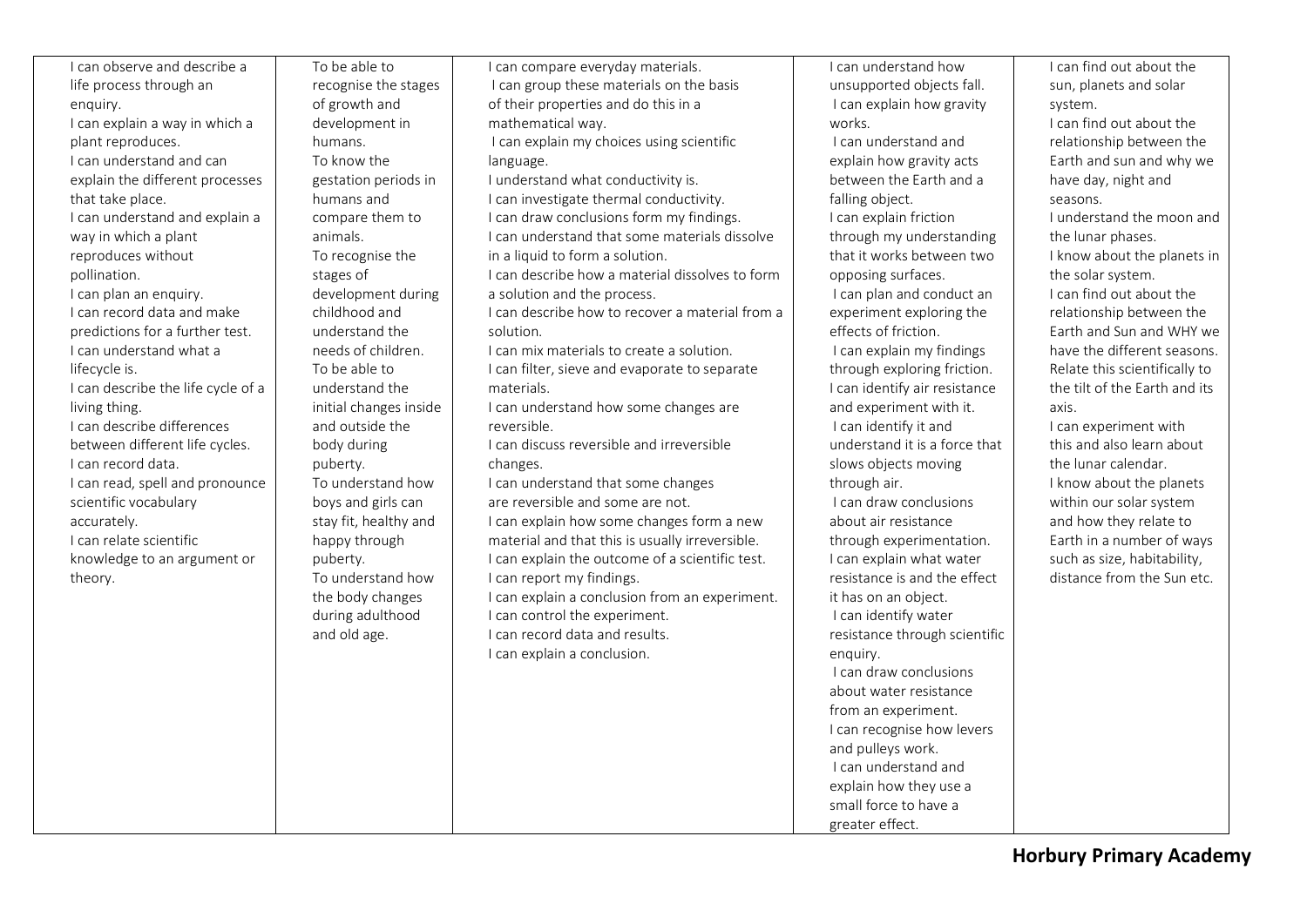| | | | | |
|---|---|---|---|---|
| I can observe and describe a life process through an enquiry.<br>I can explain a way in which a plant reproduces.<br>I can understand and can explain the different processes that take place.<br>I can understand and explain a way in which a plant reproduces without pollination.<br>I can plan an enquiry.<br>I can record data and make predictions for a further test.<br>I can understand what a lifecycle is.<br>I can describe the life cycle of a living thing.<br>I can describe differences between different life cycles.<br>I can record data.<br>I can read, spell and pronounce scientific vocabulary accurately.<br>I can relate scientific knowledge to an argument or theory. | To be able to recognise the stages of growth and development in humans.<br>To know the gestation periods in humans and compare them to animals.<br>To recognise the stages of development during childhood and understand the needs of children.<br>To be able to understand the initial changes inside and outside the body during puberty.<br>To understand how boys and girls can stay fit, healthy and happy through puberty.<br>To understand how the body changes during adulthood and old age. | I can compare everyday materials.<br>I can group these materials on the basis of their properties and do this in a mathematical way.<br>I can explain my choices using scientific language.<br>I understand what conductivity is.<br>I can investigate thermal conductivity.<br>I can draw conclusions form my findings.<br>I can understand that some materials dissolve in a liquid to form a solution.<br>I can describe how a material dissolves to form a solution and the process.<br>I can describe how to recover a material from a solution.<br>I can mix materials to create a solution.<br>I can filter, sieve and evaporate to separate materials.<br>I can understand how some changes are reversible.<br>I can discuss reversible and irreversible changes.<br>I can understand that some changes are reversible and some are not.<br>I can explain how some changes form a new material and that this is usually irreversible.<br>I can explain the outcome of a scientific test.<br>I can report my findings.<br>I can explain a conclusion from an experiment.<br>I can control the experiment.<br>I can record data and results.<br>I can explain a conclusion. | I can understand how unsupported objects fall.<br>I can explain how gravity works.<br>I can understand and explain how gravity acts between the Earth and a falling object.<br>I can explain friction through my understanding that it works between two opposing surfaces.<br>I can plan and conduct an experiment exploring the effects of friction.<br>I can explain my findings through exploring friction.<br>I can identify air resistance and experiment with it.<br>I can identify it and understand it is a force that slows objects moving through air.<br>I can draw conclusions about air resistance through experimentation.<br>I can explain what water resistance is and the effect it has on an object.<br>I can identify water resistance through scientific enquiry.<br>I can draw conclusions about water resistance from an experiment.<br>I can recognise how levers and pulleys work.<br>I can understand and explain how they use a small force to have a greater effect. | I can find out about the sun, planets and solar system.<br>I can find out about the relationship between the Earth and sun and why we have day, night and seasons.<br>I understand the moon and the lunar phases.<br>I know about the planets in the solar system.<br>I can find out about the relationship between the Earth and Sun and WHY we have the different seasons. Relate this scientifically to the tilt of the Earth and its axis.<br>I can experiment with this and also learn about the lunar calendar.<br>I know about the planets within our solar system and how they relate to Earth in a number of ways such as size, habitability, distance from the Sun etc. |

**Horbury Primary Academy**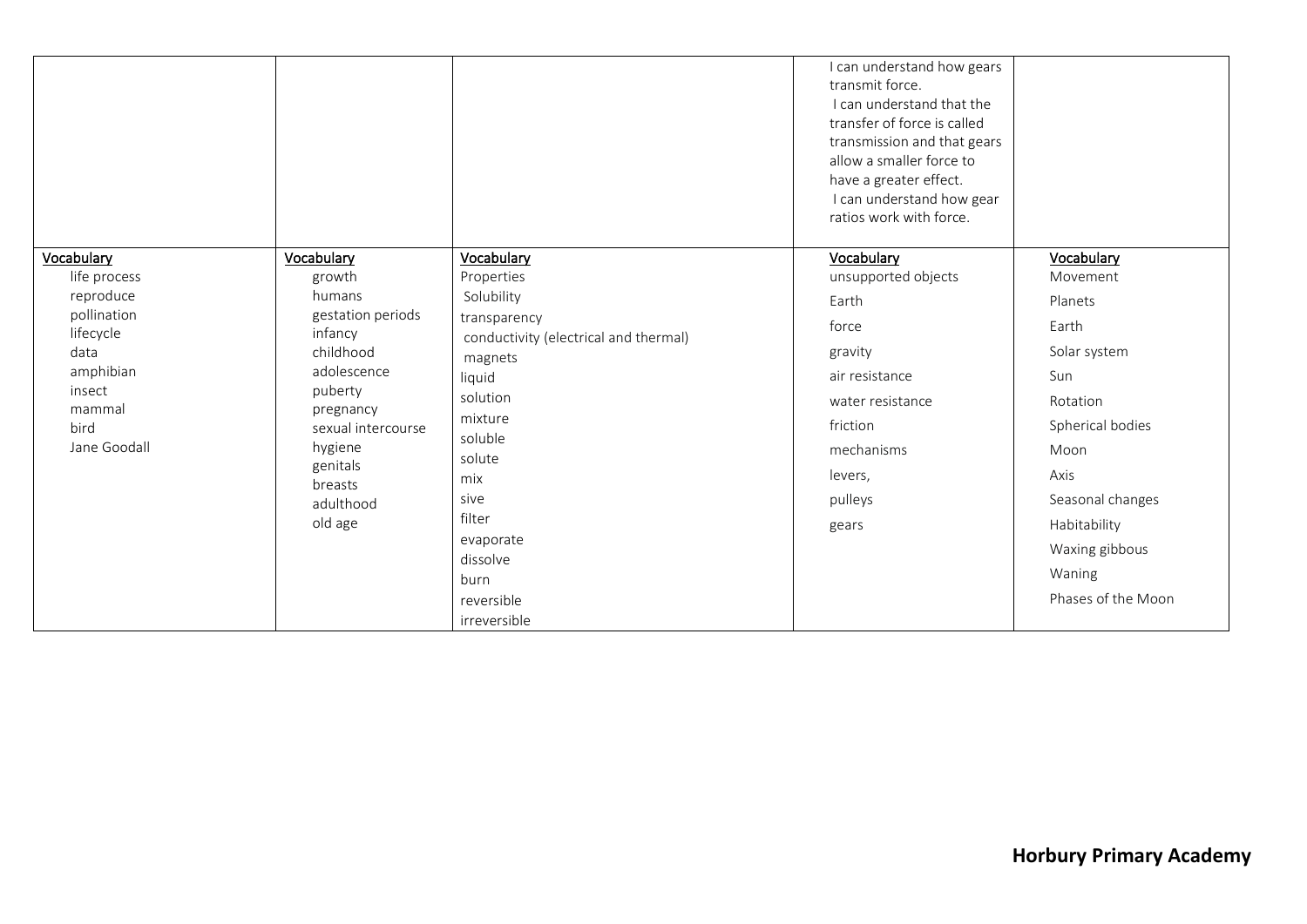| | | | | |
|---|---|---|---|---|
| | | | I can understand how gears transmit force.<br>I can understand that the transfer of force is called transmission and that gears allow a smaller force to have a greater effect.<br>I can understand how gear ratios work with force. | |
| **Vocabulary**<br>life process<br>reproduce<br>pollination<br>lifecycle<br>data<br>amphibian<br>insect<br>mammal<br>bird<br>Jane Goodall | **Vocabulary**<br>growth<br>humans<br>gestation periods<br>infancy<br>childhood<br>adolescence<br>puberty<br>pregnancy<br>sexual intercourse<br>hygiene<br>genitals<br>breasts<br>adulthood<br>old age | **Vocabulary**<br>Properties<br>Solubility<br>transparency<br>conductivity (electrical and thermal)<br>magnets<br>liquid<br>solution<br>mixture<br>soluble<br>solute<br>mix<br>sive<br>filter<br>evaporate<br>dissolve<br>burn<br>reversible<br>irreversible | **Vocabulary**<br>unsupported objects<br>Earth<br>force<br>gravity<br>air resistance<br>water resistance<br>friction<br>mechanisms<br>levers,<br>pulleys<br>gears | **Vocabulary**<br>Movement<br>Planets<br>Earth<br>Solar system<br>Sun<br>Rotation<br>Spherical bodies<br>Moon<br>Axis<br>Seasonal changes<br>Habitability<br>Waxing gibbous<br>Waning<br>Phases of the Moon |

**Horbury Primary Academy**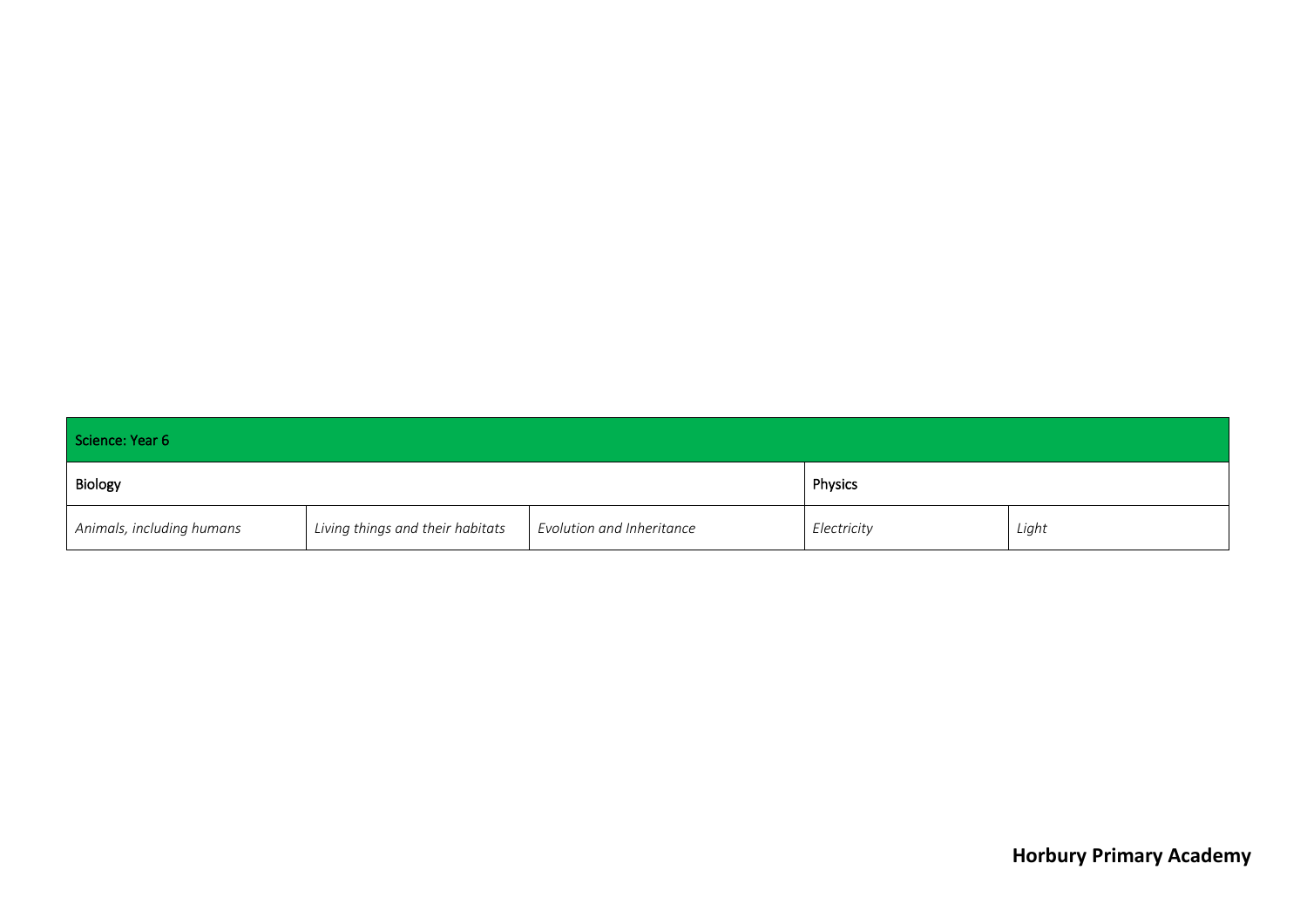| Science: Year 6 | | | | |
|---|---|---|---|---|
| Biology | | | Physics | |
| *Animals, including humans* | *Living things and their habitats* | *Evolution and Inheritance* | *Electricity* | *Light* |

**Horbury Primary Academy**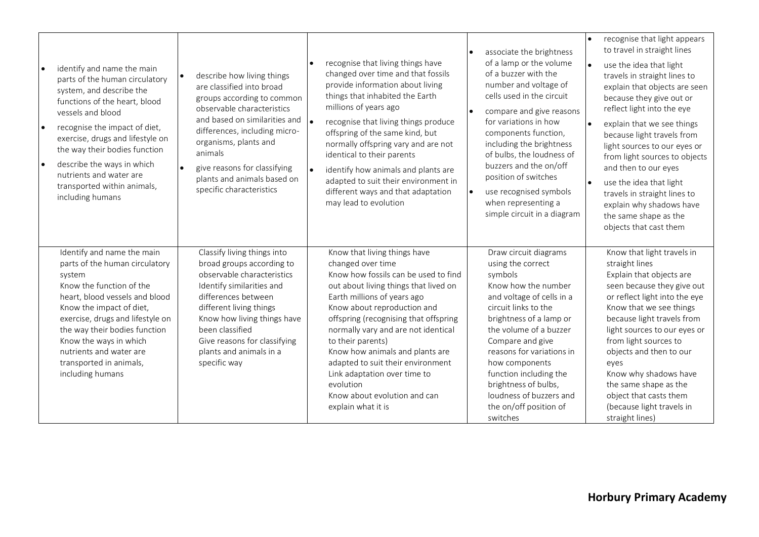| | | | | |
|---|---|---|---|---|
| • identify and name the main parts of the human circulatory system, and describe the functions of the heart, blood vessels and blood<br>• recognise the impact of diet, exercise, drugs and lifestyle on the way their bodies function<br>• describe the ways in which nutrients and water are transported within animals, including humans | • describe how living things are classified into broad groups according to common observable characteristics and based on similarities and differences, including micro-organisms, plants and animals<br>• give reasons for classifying plants and animals based on specific characteristics | • recognise that living things have changed over time and that fossils provide information about living things that inhabited the Earth millions of years ago<br>• recognise that living things produce offspring of the same kind, but normally offspring vary and are not identical to their parents<br>• identify how animals and plants are adapted to suit their environment in different ways and that adaptation may lead to evolution | • associate the brightness of a lamp or the volume of a buzzer with the number and voltage of cells used in the circuit<br>• compare and give reasons for variations in how components function, including the brightness of bulbs, the loudness of buzzers and the on/off position of switches<br>• use recognised symbols when representing a simple circuit in a diagram | • recognise that light appears to travel in straight lines<br>• use the idea that light travels in straight lines to explain that objects are seen because they give out or reflect light into the eye<br>• explain that we see things because light travels from light sources to our eyes or from light sources to objects and then to our eyes<br>• use the idea that light travels in straight lines to explain why shadows have the same shape as the objects that cast them |
| Identify and name the main parts of the human circulatory system<br>Know the function of the heart, blood vessels and blood<br>Know the impact of diet, exercise, drugs and lifestyle on the way their bodies function<br>Know the ways in which nutrients and water are transported in animals, including humans | Classify living things into broad groups according to observable characteristics<br>Identify similarities and differences between different living things<br>Know how living things have been classified<br>Give reasons for classifying plants and animals in a specific way | Know that living things have changed over time<br>Know how fossils can be used to find out about living things that lived on Earth millions of years ago<br>Know about reproduction and offspring (recognising that offspring normally vary and are not identical to their parents)<br>Know how animals and plants are adapted to suit their environment<br>Link adaptation over time to evolution<br>Know about evolution and can explain what it is | Draw circuit diagrams using the correct symbols<br>Know how the number and voltage of cells in a circuit links to the brightness of a lamp or the volume of a buzzer<br>Compare and give reasons for variations in how components function including the brightness of bulbs, loudness of buzzers and the on/off position of switches | Know that light travels in straight lines<br>Explain that objects are seen because they give out or reflect light into the eye<br>Know that we see things because light travels from light sources to our eyes or from light sources to objects and then to our eyes<br>Know why shadows have the same shape as the object that casts them (because light travels in straight lines) |

**Horbury Primary Academy**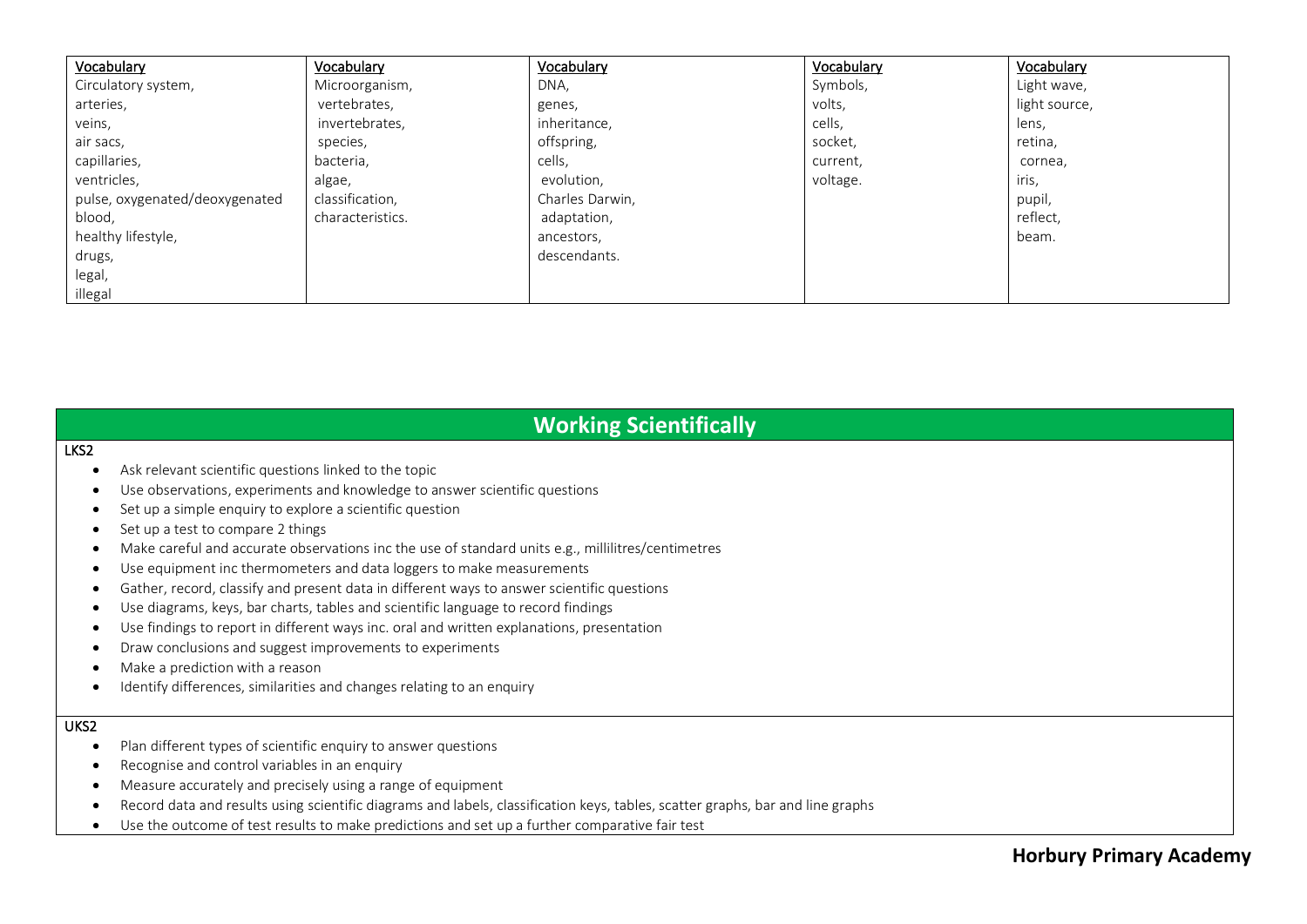| Vocabulary | Vocabulary | Vocabulary | Vocabulary | Vocabulary |
|---|---|---|---|---|
| Circulatory system,<br>arteries,<br>veins,<br>air sacs,<br>capillaries,<br>ventricles,<br>pulse, oxygenated/deoxygenated blood,<br>healthy lifestyle,<br>drugs,<br>legal,<br>illegal | Microorganism,<br>vertebrates,<br>invertebrates,<br>species,<br>bacteria,<br>algae,<br>classification,<br>characteristics. | DNA,<br>genes,<br>inheritance,<br>offspring,<br>cells,<br>evolution,<br>Charles Darwin,<br>adaptation,<br>ancestors,<br>descendants. | Symbols,<br>volts,<br>cells,<br>socket,<br>current,<br>voltage. | Light wave,<br>light source,<br>lens,<br>retina,<br>cornea,<br>iris,<br>pupil,<br>reflect,<br>beam. |

## Working Scientifically

**LKS2**

- Ask relevant scientific questions linked to the topic
- Use observations, experiments and knowledge to answer scientific questions
- Set up a simple enquiry to explore a scientific question
- Set up a test to compare 2 things
- Make careful and accurate observations inc the use of standard units e.g., millilitres/centimetres
- Use equipment inc thermometers and data loggers to make measurements
- Gather, record, classify and present data in different ways to answer scientific questions
- Use diagrams, keys, bar charts, tables and scientific language to record findings
- Use findings to report in different ways inc. oral and written explanations, presentation
- Draw conclusions and suggest improvements to experiments
- Make a prediction with a reason
- Identify differences, similarities and changes relating to an enquiry

**UKS2**

- Plan different types of scientific enquiry to answer questions
- Recognise and control variables in an enquiry
- Measure accurately and precisely using a range of equipment
- Record data and results using scientific diagrams and labels, classification keys, tables, scatter graphs, bar and line graphs
- Use the outcome of test results to make predictions and set up a further comparative fair test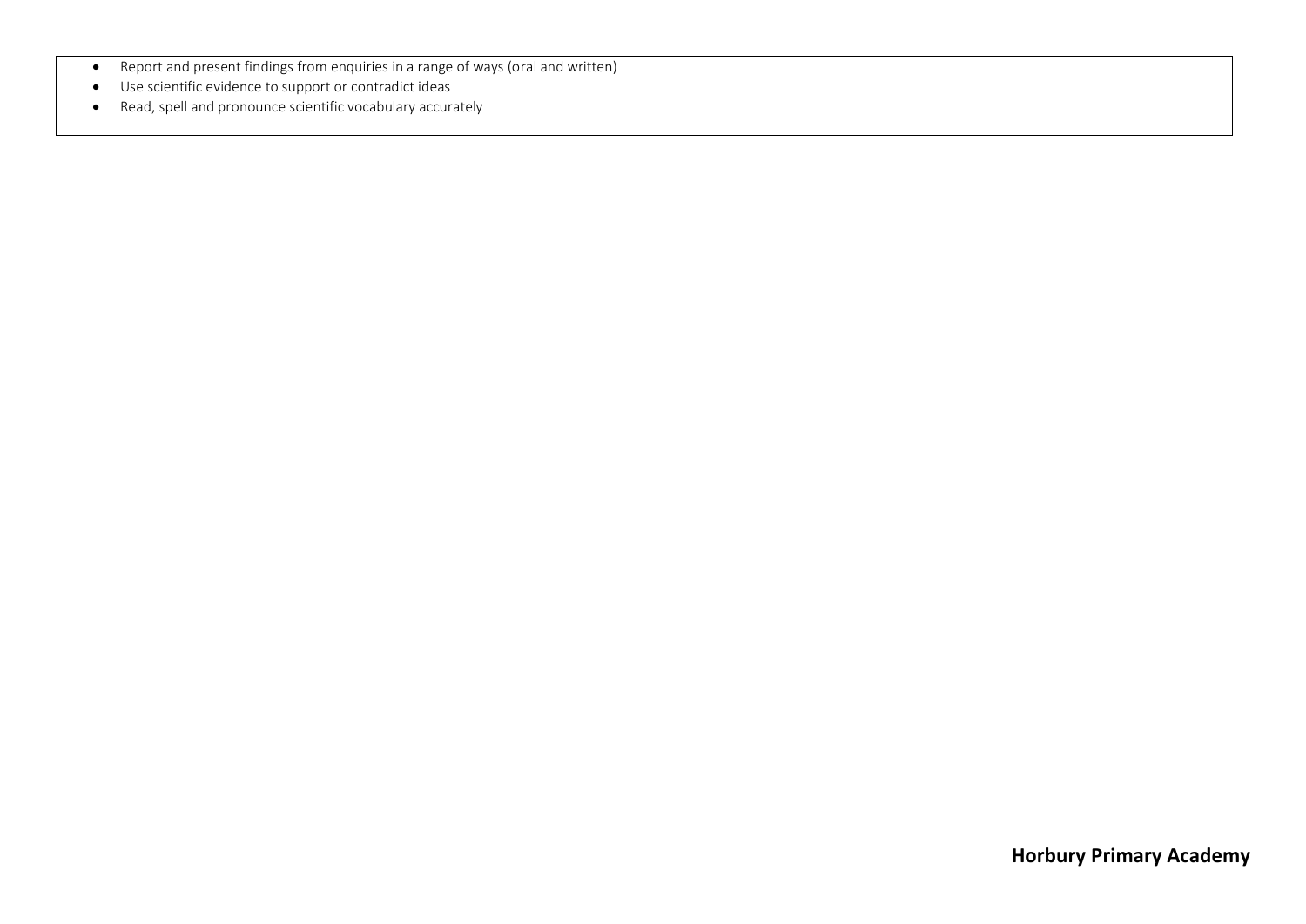- Report and present findings from enquiries in a range of ways (oral and written)
- Use scientific evidence to support or contradict ideas
- Read, spell and pronounce scientific vocabulary accurately